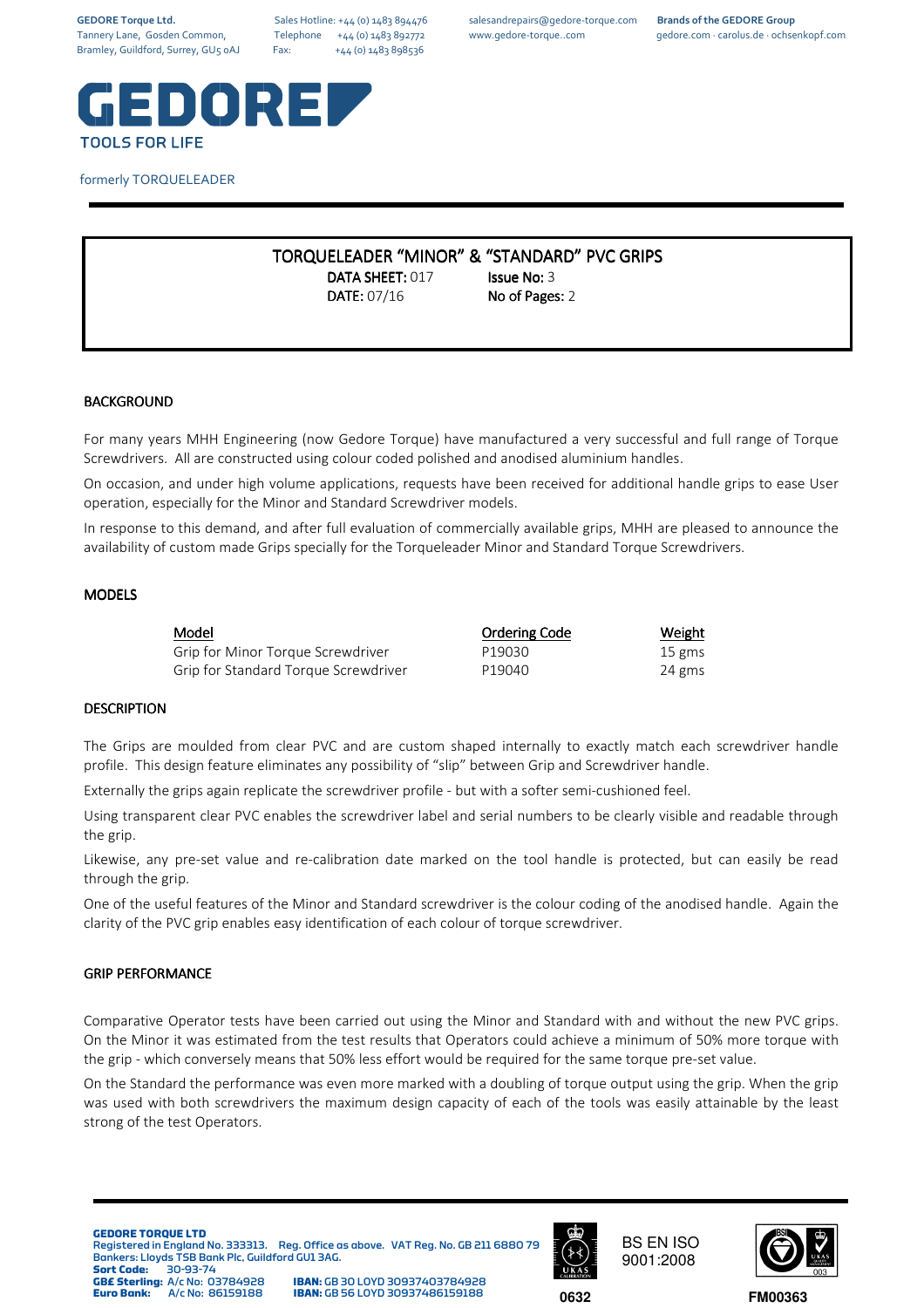GEDORE Torque Ltd.
Tannery Lane, Gosden Common,
Bramley, Guildford, Surrey, GU5 0AJ

Sales Hotline: +44 (0) 1483 894476
Telephone +44 (0) 1483 892772
Fax: +44 (0) 1483 898536

salesandrepairs@gedore-torque.com
www.gedore-torque..com

**Brands of the GEDORE Group**
gedore.com · carolus.de · ochsenkopf.com

GEDORE
TOOLS FOR LIFE

formerly TORQUELEADER

# TORQUELEADER "MINOR" & "STANDARD" PVC GRIPS

**DATA SHEET:** 017 **Issue No:** 3
**DATE:** 07/16 **No of Pages:** 2

## BACKGROUND

For many years MHH Engineering (now Gedore Torque) have manufactured a very successful and full range of Torque Screwdrivers. All are constructed using colour coded polished and anodised aluminium handles.

On occasion, and under high volume applications, requests have been received for additional handle grips to ease User operation, especially for the Minor and Standard Screwdriver models.

In response to this demand, and after full evaluation of commercially available grips, MHH are pleased to announce the availability of custom made Grips specially for the Torqueleader Minor and Standard Torque Screwdrivers.

## MODELS

| Model | Ordering Code | Weight |
|---|---|---|
| Grip for Minor Torque Screwdriver | P19030 | 15 gms |
| Grip for Standard Torque Screwdriver | P19040 | 24 gms |

## DESCRIPTION

The Grips are moulded from clear PVC and are custom shaped internally to exactly match each screwdriver handle profile. This design feature eliminates any possibility of "slip" between Grip and Screwdriver handle.

Externally the grips again replicate the screwdriver profile - but with a softer semi-cushioned feel.

Using transparent clear PVC enables the screwdriver label and serial numbers to be clearly visible and readable through the grip.

Likewise, any pre-set value and re-calibration date marked on the tool handle is protected, but can easily be read through the grip.

One of the useful features of the Minor and Standard screwdriver is the colour coding of the anodised handle. Again the clarity of the PVC grip enables easy identification of each colour of torque screwdriver.

## GRIP PERFORMANCE

Comparative Operator tests have been carried out using the Minor and Standard with and without the new PVC grips. On the Minor it was estimated from the test results that Operators could achieve a minimum of 50% more torque with the grip - which conversely means that 50% less effort would be required for the same torque pre-set value.

On the Standard the performance was even more marked with a doubling of torque output using the grip. When the grip was used with both screwdrivers the maximum design capacity of each of the tools was easily attainable by the least strong of the test Operators.

**GEDORE TORQUE LTD**
Registered in England No. 333313. Reg. Office as above. VAT Reg. No. GB 211 6880 79
Bankers: Lloyds TSB Bank Plc, Guildford GU1 3AG.
**Sort Code:** 30-93-74
**GB£ Sterling:** A/c No: 03784928 **IBAN:** GB 30 LOYD 30937403784928
**Euro Bank:** A/c No: 86159188 **IBAN:** GB 56 LOYD 30937486159188

0632

BS EN ISO 9001:2008

FM00363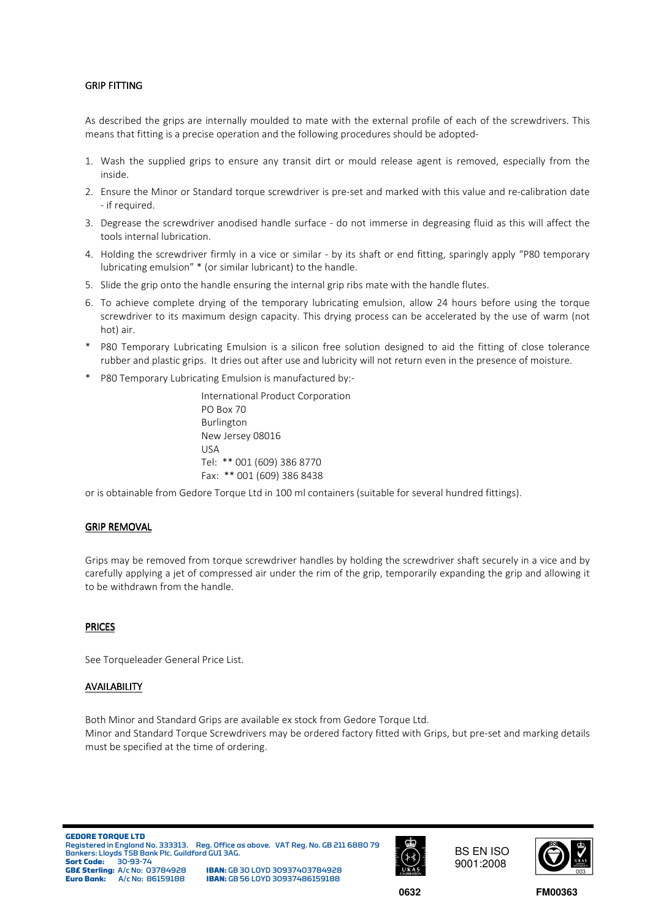## GRIP FITTING

As described the grips are internally moulded to mate with the external profile of each of the screwdrivers. This means that fitting is a precise operation and the following procedures should be adopted-

1. Wash the supplied grips to ensure any transit dirt or mould release agent is removed, especially from the inside.
2. Ensure the Minor or Standard torque screwdriver is pre-set and marked with this value and re-calibration date - if required.
3. Degrease the screwdriver anodised handle surface - do not immerse in degreasing fluid as this will affect the tools internal lubrication.
4. Holding the screwdriver firmly in a vice or similar - by its shaft or end fitting, sparingly apply "P80 temporary lubricating emulsion" * (or similar lubricant) to the handle.
5. Slide the grip onto the handle ensuring the internal grip ribs mate with the handle flutes.
6. To achieve complete drying of the temporary lubricating emulsion, allow 24 hours before using the torque screwdriver to its maximum design capacity. This drying process can be accelerated by the use of warm (not hot) air.

\* P80 Temporary Lubricating Emulsion is a silicon free solution designed to aid the fitting of close tolerance rubber and plastic grips. It dries out after use and lubricity will not return even in the presence of moisture.

\* P80 Temporary Lubricating Emulsion is manufactured by:-

International Product Corporation
PO Box 70
Burlington
New Jersey 08016
USA
Tel: ** 001 (609) 386 8770
Fax: ** 001 (609) 386 8438

or is obtainable from Gedore Torque Ltd in 100 ml containers (suitable for several hundred fittings).

## GRIP REMOVAL

Grips may be removed from torque screwdriver handles by holding the screwdriver shaft securely in a vice and by carefully applying a jet of compressed air under the rim of the grip, temporarily expanding the grip and allowing it to be withdrawn from the handle.

## PRICES

See Torqueleader General Price List.

## AVAILABILITY

Both Minor and Standard Grips are available ex stock from Gedore Torque Ltd.
Minor and Standard Torque Screwdrivers may be ordered factory fitted with Grips, but pre-set and marking details must be specified at the time of ordering.

**GEDORE TORQUE LTD**
Registered in England No. 333313. Reg. Office as above. VAT Reg. No. GB 211 6880 79
Bankers: Lloyds TSB Bank Plc, Guildford GU1 3AG.
**Sort Code:** 30-93-74
**GB£ Sterling:** A/c No: 03784928 **IBAN:** GB 30 LOYD 30937403784928
**Euro Bank:** A/c No: 86159188 **IBAN:** GB 56 LOYD 30937486159188

0632

BS EN ISO 9001:2008

FM00363